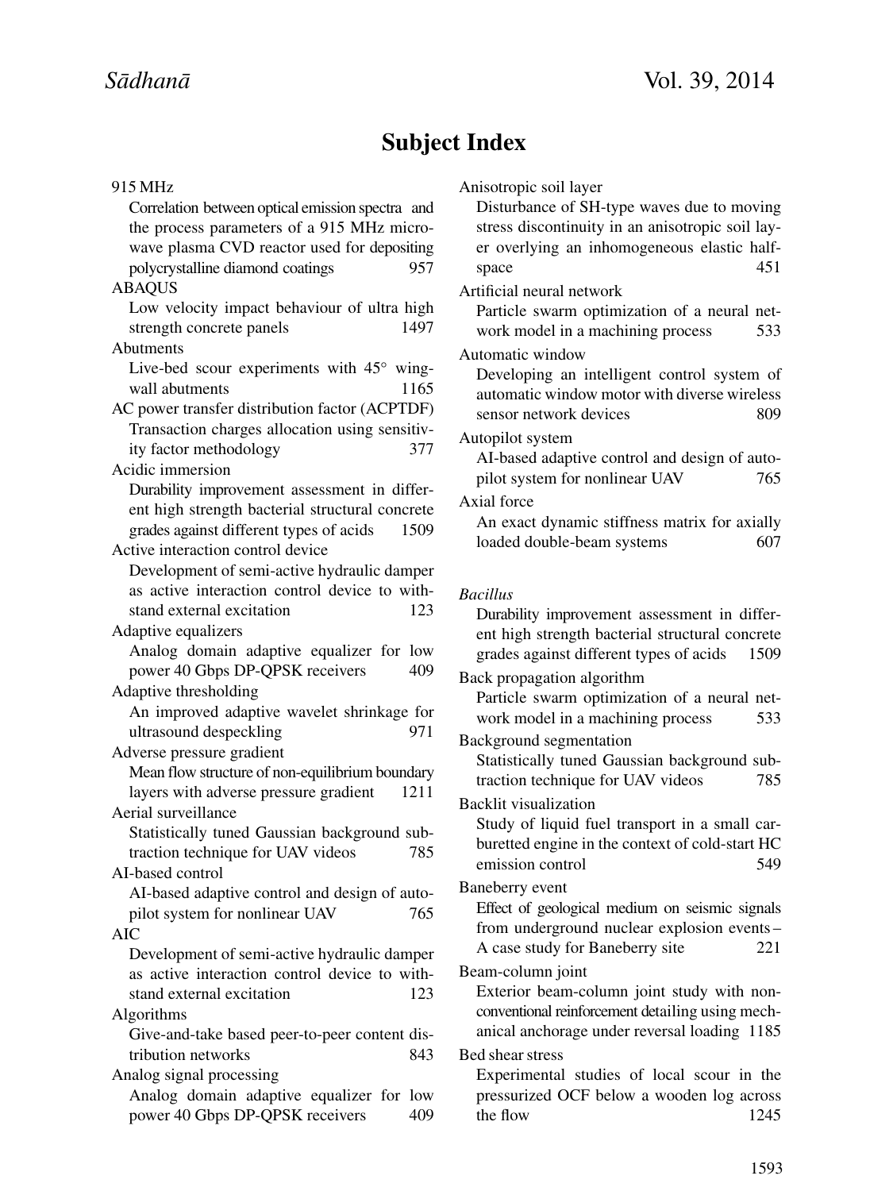# Subject Index

915 MHz
Correlation between optical emission spectra and the process parameters of a 915 MHz microwave plasma CVD reactor used for depositing polycrystalline diamond coatings 957

ABAQUS
Low velocity impact behaviour of ultra high strength concrete panels 1497

Abutments
Live-bed scour experiments with 45° wing-wall abutments 1165

AC power transfer distribution factor (ACPTDF)
Transaction charges allocation using sensitivity factor methodology 377

Acidic immersion
Durability improvement assessment in different high strength bacterial structural concrete grades against different types of acids 1509

Active interaction control device
Development of semi-active hydraulic damper as active interaction control device to withstand external excitation 123

Adaptive equalizers
Analog domain adaptive equalizer for low power 40 Gbps DP-QPSK receivers 409

Adaptive thresholding
An improved adaptive wavelet shrinkage for ultrasound despeckling 971

Adverse pressure gradient
Mean flow structure of non-equilibrium boundary layers with adverse pressure gradient 1211

Aerial surveillance
Statistically tuned Gaussian background subtraction technique for UAV videos 785

AI-based control
AI-based adaptive control and design of autopilot system for nonlinear UAV 765

AIC
Development of semi-active hydraulic damper as active interaction control device to withstand external excitation 123

Algorithms
Give-and-take based peer-to-peer content distribution networks 843

Analog signal processing
Analog domain adaptive equalizer for low power 40 Gbps DP-QPSK receivers 409

Anisotropic soil layer
Disturbance of SH-type waves due to moving stress discontinuity in an anisotropic soil layer overlying an inhomogeneous elastic half-space 451

Artificial neural network
Particle swarm optimization of a neural network model in a machining process 533

Automatic window
Developing an intelligent control system of automatic window motor with diverse wireless sensor network devices 809

Autopilot system
AI-based adaptive control and design of autopilot system for nonlinear UAV 765

Axial force
An exact dynamic stiffness matrix for axially loaded double-beam systems 607

*Bacillus*
Durability improvement assessment in different high strength bacterial structural concrete grades against different types of acids 1509

Back propagation algorithm
Particle swarm optimization of a neural network model in a machining process 533

Background segmentation
Statistically tuned Gaussian background subtraction technique for UAV videos 785

Backlit visualization
Study of liquid fuel transport in a small carburetted engine in the context of cold-start HC emission control 549

Baneberry event
Effect of geological medium on seismic signals from underground nuclear explosion events – A case study for Baneberry site 221

Beam-column joint
Exterior beam-column joint study with non-conventional reinforcement detailing using mechanical anchorage under reversal loading 1185

Bed shear stress
Experimental studies of local scour in the pressurized OCF below a wooden log across the flow 1245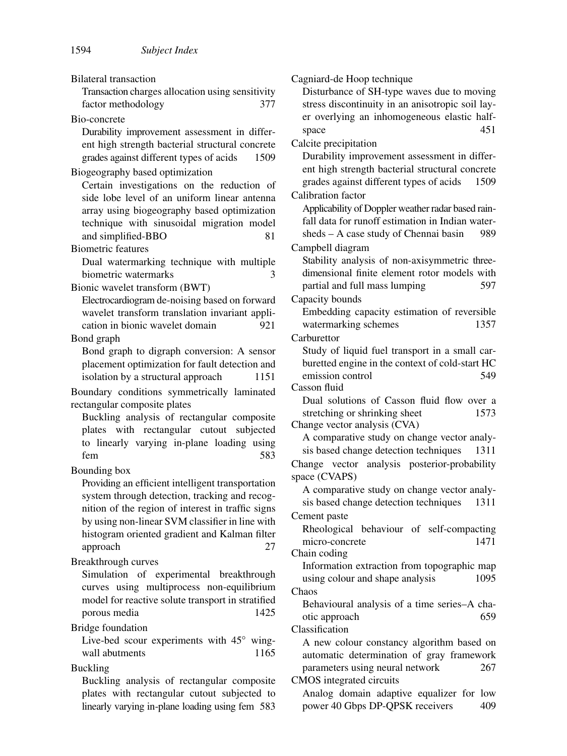Bilateral transaction

Transaction charges allocation using sensitivity factor methodology 377

Bio-concrete

Durability improvement assessment in different high strength bacterial structural concrete grades against different types of acids 1509

Biogeography based optimization

Certain investigations on the reduction of side lobe level of an uniform linear antenna array using biogeography based optimization technique with sinusoidal migration model and simplified-BBO 81

Biometric features

Dual watermarking technique with multiple biometric watermarks 3

Bionic wavelet transform (BWT)

Electrocardiogram de-noising based on forward wavelet transform translation invariant application in bionic wavelet domain 921

Bond graph

Bond graph to digraph conversion: A sensor placement optimization for fault detection and isolation by a structural approach 1151

Boundary conditions symmetrically laminated rectangular composite plates

Buckling analysis of rectangular composite plates with rectangular cutout subjected to linearly varying in-plane loading using fem 583

Bounding box

Providing an efficient intelligent transportation system through detection, tracking and recognition of the region of interest in traffic signs by using non-linear SVM classifier in line with histogram oriented gradient and Kalman filter approach 27

Breakthrough curves

Simulation of experimental breakthrough curves using multiprocess non-equilibrium model for reactive solute transport in stratified porous media 1425

Bridge foundation

Live-bed scour experiments with 45° wing-wall abutments 1165

Buckling

Buckling analysis of rectangular composite plates with rectangular cutout subjected to linearly varying in-plane loading using fem 583

Cagniard-de Hoop technique

Disturbance of SH-type waves due to moving stress discontinuity in an anisotropic soil layer overlying an inhomogeneous elastic half-space 451

Calcite precipitation

Durability improvement assessment in different high strength bacterial structural concrete grades against different types of acids 1509

Calibration factor

Applicability of Doppler weather radar based rainfall data for runoff estimation in Indian watersheds – A case study of Chennai basin 989

Campbell diagram

Stability analysis of non-axisymmetric three-dimensional finite element rotor models with partial and full mass lumping 597

Capacity bounds

Embedding capacity estimation of reversible watermarking schemes 1357

Carburettor

Study of liquid fuel transport in a small carburetted engine in the context of cold-start HC emission control 549

Casson fluid

Dual solutions of Casson fluid flow over a stretching or shrinking sheet 1573

Change vector analysis (CVA)

A comparative study on change vector analysis based change detection techniques 1311

Change vector analysis posterior-probability space (CVAPS)

A comparative study on change vector analysis based change detection techniques 1311

Cement paste

Rheological behaviour of self-compacting micro-concrete 1471

Chain coding

Information extraction from topographic map using colour and shape analysis 1095

Chaos

Behavioural analysis of a time series–A chaotic approach 659

Classification

A new colour constancy algorithm based on automatic determination of gray framework parameters using neural network 267

CMOS integrated circuits

Analog domain adaptive equalizer for low power 40 Gbps DP-QPSK receivers 409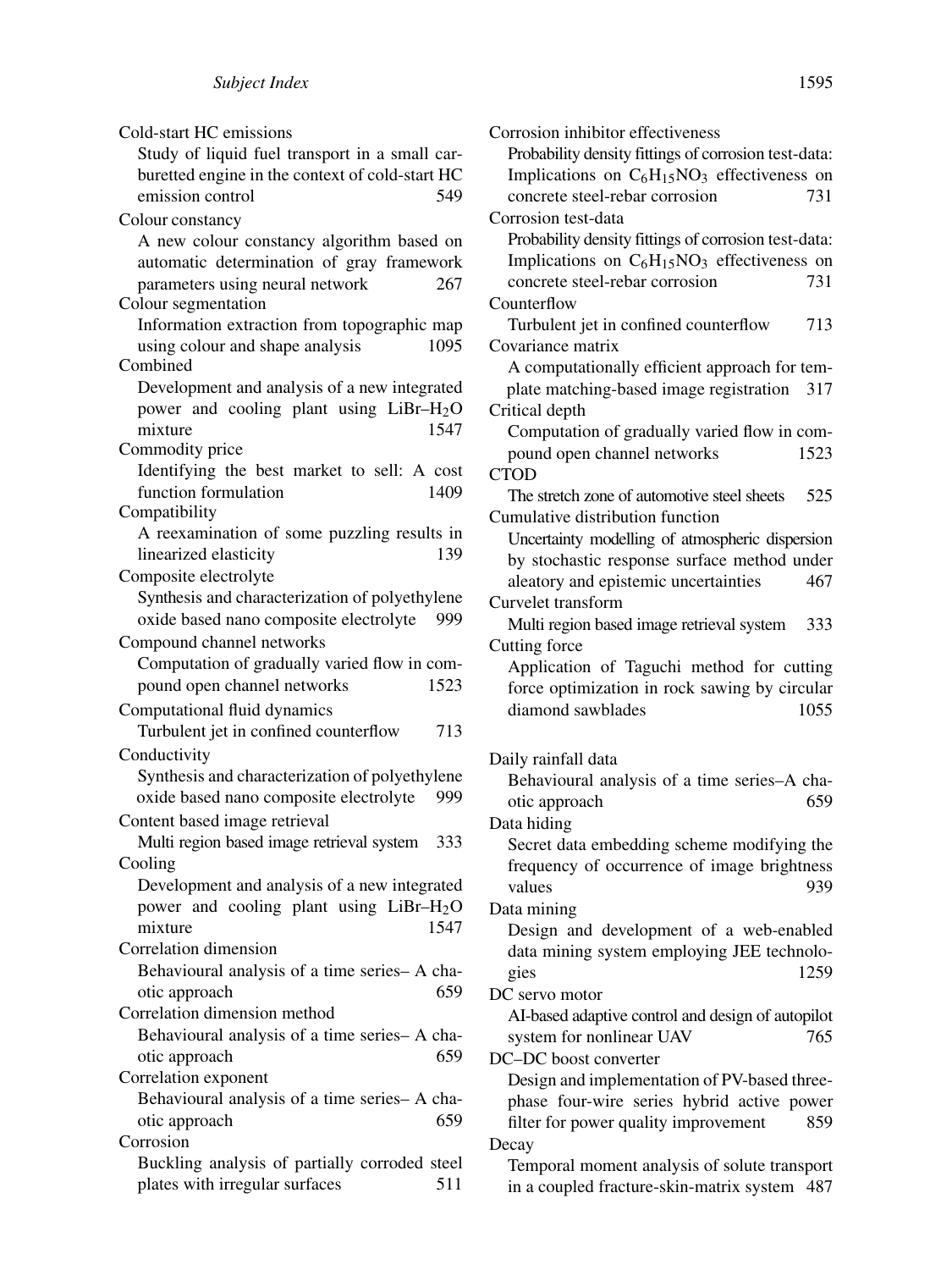Cold-start HC emissions
  Study of liquid fuel transport in a small carburetted engine in the context of cold-start HC emission control 549

Colour constancy
  A new colour constancy algorithm based on automatic determination of gray framework parameters using neural network 267

Colour segmentation
  Information extraction from topographic map using colour and shape analysis 1095

Combined
  Development and analysis of a new integrated power and cooling plant using LiBr–$H_2O$ mixture 1547

Commodity price
  Identifying the best market to sell: A cost function formulation 1409

Compatibility
  A reexamination of some puzzling results in linearized elasticity 139

Composite electrolyte
  Synthesis and characterization of polyethylene oxide based nano composite electrolyte 999

Compound channel networks
  Computation of gradually varied flow in compound open channel networks 1523

Computational fluid dynamics
  Turbulent jet in confined counterflow 713

Conductivity
  Synthesis and characterization of polyethylene oxide based nano composite electrolyte 999

Content based image retrieval
  Multi region based image retrieval system 333

Cooling
  Development and analysis of a new integrated power and cooling plant using LiBr–$H_2O$ mixture 1547

Correlation dimension
  Behavioural analysis of a time series– A chaotic approach 659

Correlation dimension method
  Behavioural analysis of a time series– A chaotic approach 659

Correlation exponent
  Behavioural analysis of a time series– A chaotic approach 659

Corrosion
  Buckling analysis of partially corroded steel plates with irregular surfaces 511

Corrosion inhibitor effectiveness
  Probability density fittings of corrosion test-data: Implications on $C_6H_{15}NO_3$ effectiveness on concrete steel-rebar corrosion 731

Corrosion test-data
  Probability density fittings of corrosion test-data: Implications on $C_6H_{15}NO_3$ effectiveness on concrete steel-rebar corrosion 731

Counterflow
  Turbulent jet in confined counterflow 713

Covariance matrix
  A computationally efficient approach for template matching-based image registration 317

Critical depth
  Computation of gradually varied flow in compound open channel networks 1523

CTOD
  The stretch zone of automotive steel sheets 525

Cumulative distribution function
  Uncertainty modelling of atmospheric dispersion by stochastic response surface method under aleatory and epistemic uncertainties 467

Curvelet transform
  Multi region based image retrieval system 333

Cutting force
  Application of Taguchi method for cutting force optimization in rock sawing by circular diamond sawblades 1055

Daily rainfall data
  Behavioural analysis of a time series–A chaotic approach 659

Data hiding
  Secret data embedding scheme modifying the frequency of occurrence of image brightness values 939

Data mining
  Design and development of a web-enabled data mining system employing JEE technologies 1259

DC servo motor
  AI-based adaptive control and design of autopilot system for nonlinear UAV 765

DC–DC boost converter
  Design and implementation of PV-based three-phase four-wire series hybrid active power filter for power quality improvement 859

Decay
  Temporal moment analysis of solute transport in a coupled fracture-skin-matrix system 487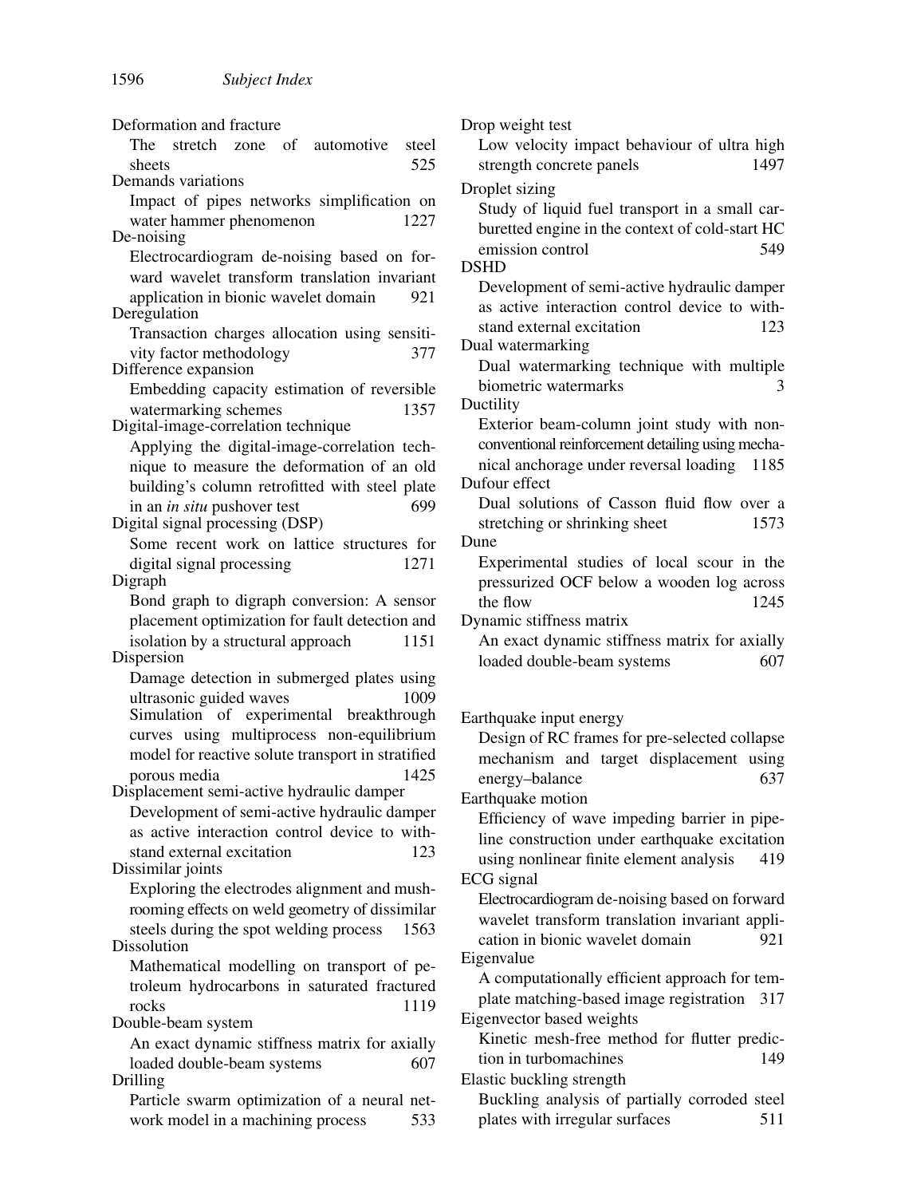Deformation and fracture
  The stretch zone of automotive steel sheets 525
Demands variations
  Impact of pipes networks simplification on water hammer phenomenon 1227
De-noising
  Electrocardiogram de-noising based on forward wavelet transform translation invariant application in bionic wavelet domain 921
Deregulation
  Transaction charges allocation using sensitivity factor methodology 377
Difference expansion
  Embedding capacity estimation of reversible watermarking schemes 1357
Digital-image-correlation technique
  Applying the digital-image-correlation technique to measure the deformation of an old building's column retrofitted with steel plate in an *in situ* pushover test 699
Digital signal processing (DSP)
  Some recent work on lattice structures for digital signal processing 1271
Digraph
  Bond graph to digraph conversion: A sensor placement optimization for fault detection and isolation by a structural approach 1151
Dispersion
  Damage detection in submerged plates using ultrasonic guided waves 1009
  Simulation of experimental breakthrough curves using multiprocess non-equilibrium model for reactive solute transport in stratified porous media 1425
Displacement semi-active hydraulic damper
  Development of semi-active hydraulic damper as active interaction control device to withstand external excitation 123
Dissimilar joints
  Exploring the electrodes alignment and mushrooming effects on weld geometry of dissimilar steels during the spot welding process 1563
Dissolution
  Mathematical modelling on transport of petroleum hydrocarbons in saturated fractured rocks 1119
Double-beam system
  An exact dynamic stiffness matrix for axially loaded double-beam systems 607
Drilling
  Particle swarm optimization of a neural network model in a machining process 533

Drop weight test
  Low velocity impact behaviour of ultra high strength concrete panels 1497
Droplet sizing
  Study of liquid fuel transport in a small carburetted engine in the context of cold-start HC emission control 549
DSHD
  Development of semi-active hydraulic damper as active interaction control device to withstand external excitation 123
Dual watermarking
  Dual watermarking technique with multiple biometric watermarks 3
Ductility
  Exterior beam-column joint study with non-conventional reinforcement detailing using mechanical anchorage under reversal loading 1185
Dufour effect
  Dual solutions of Casson fluid flow over a stretching or shrinking sheet 1573
Dune
  Experimental studies of local scour in the pressurized OCF below a wooden log across the flow 1245
Dynamic stiffness matrix
  An exact dynamic stiffness matrix for axially loaded double-beam systems 607

Earthquake input energy
  Design of RC frames for pre-selected collapse mechanism and target displacement using energy–balance 637
Earthquake motion
  Efficiency of wave impeding barrier in pipeline construction under earthquake excitation using nonlinear finite element analysis 419
ECG signal
  Electrocardiogram de-noising based on forward wavelet transform translation invariant application in bionic wavelet domain 921
Eigenvalue
  A computationally efficient approach for template matching-based image registration 317
Eigenvector based weights
  Kinetic mesh-free method for flutter prediction in turbomachines 149
Elastic buckling strength
  Buckling analysis of partially corroded steel plates with irregular surfaces 511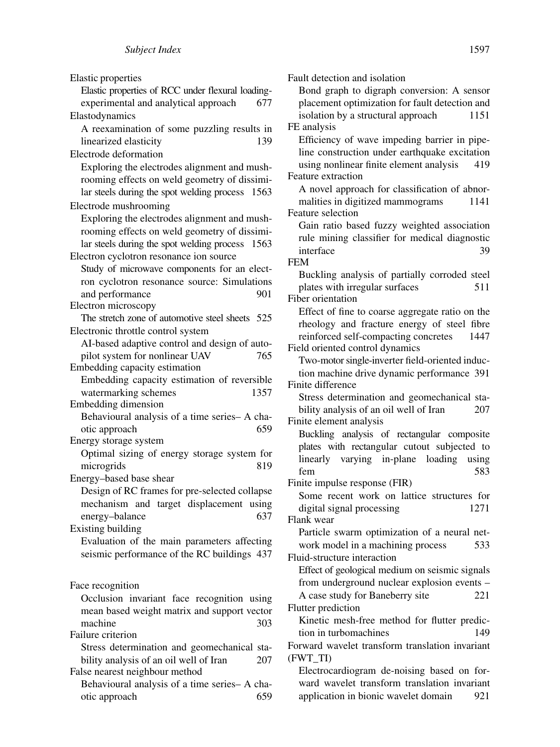Elastic properties

Elastic properties of RCC under flexural loading-experimental and analytical approach 677

Elastodynamics

A reexamination of some puzzling results in linearized elasticity 139

Electrode deformation

Exploring the electrodes alignment and mushrooming effects on weld geometry of dissimilar steels during the spot welding process 1563

Electrode mushrooming

Exploring the electrodes alignment and mushrooming effects on weld geometry of dissimilar steels during the spot welding process 1563

Electron cyclotron resonance ion source

Study of microwave components for an electron cyclotron resonance source: Simulations and performance 901

Electron microscopy

The stretch zone of automotive steel sheets 525

Electronic throttle control system

AI-based adaptive control and design of autopilot system for nonlinear UAV 765

Embedding capacity estimation

Embedding capacity estimation of reversible watermarking schemes 1357

Embedding dimension

Behavioural analysis of a time series– A chaotic approach 659

Energy storage system

Optimal sizing of energy storage system for microgrids 819

Energy–based base shear

Design of RC frames for pre-selected collapse mechanism and target displacement using energy–balance 637

Existing building

Evaluation of the main parameters affecting seismic performance of the RC buildings 437

Face recognition

Occlusion invariant face recognition using mean based weight matrix and support vector machine 303

Failure criterion

Stress determination and geomechanical stability analysis of an oil well of Iran 207

False nearest neighbour method

Behavioural analysis of a time series– A chaotic approach 659

Fault detection and isolation

Bond graph to digraph conversion: A sensor placement optimization for fault detection and isolation by a structural approach 1151

FE analysis

Efficiency of wave impeding barrier in pipeline construction under earthquake excitation using nonlinear finite element analysis 419

Feature extraction

A novel approach for classification of abnormalities in digitized mammograms 1141

Feature selection

Gain ratio based fuzzy weighted association rule mining classifier for medical diagnostic interface 39

FEM

Buckling analysis of partially corroded steel plates with irregular surfaces 511

Fiber orientation

Effect of fine to coarse aggregate ratio on the rheology and fracture energy of steel fibre reinforced self-compacting concretes 1447

Field oriented control dynamics

Two-motor single-inverter field-oriented induction machine drive dynamic performance 391

Finite difference

Stress determination and geomechanical stability analysis of an oil well of Iran 207

Finite element analysis

Buckling analysis of rectangular composite plates with rectangular cutout subjected to linearly varying in-plane loading using fem 583

Finite impulse response (FIR)

Some recent work on lattice structures for digital signal processing 1271

Flank wear

Particle swarm optimization of a neural network model in a machining process 533

Fluid-structure interaction

Effect of geological medium on seismic signals from underground nuclear explosion events – A case study for Baneberry site 221

Flutter prediction

Kinetic mesh-free method for flutter prediction in turbomachines 149

Forward wavelet transform translation invariant (FWT_TI)

Electrocardiogram de-noising based on forward wavelet transform translation invariant application in bionic wavelet domain 921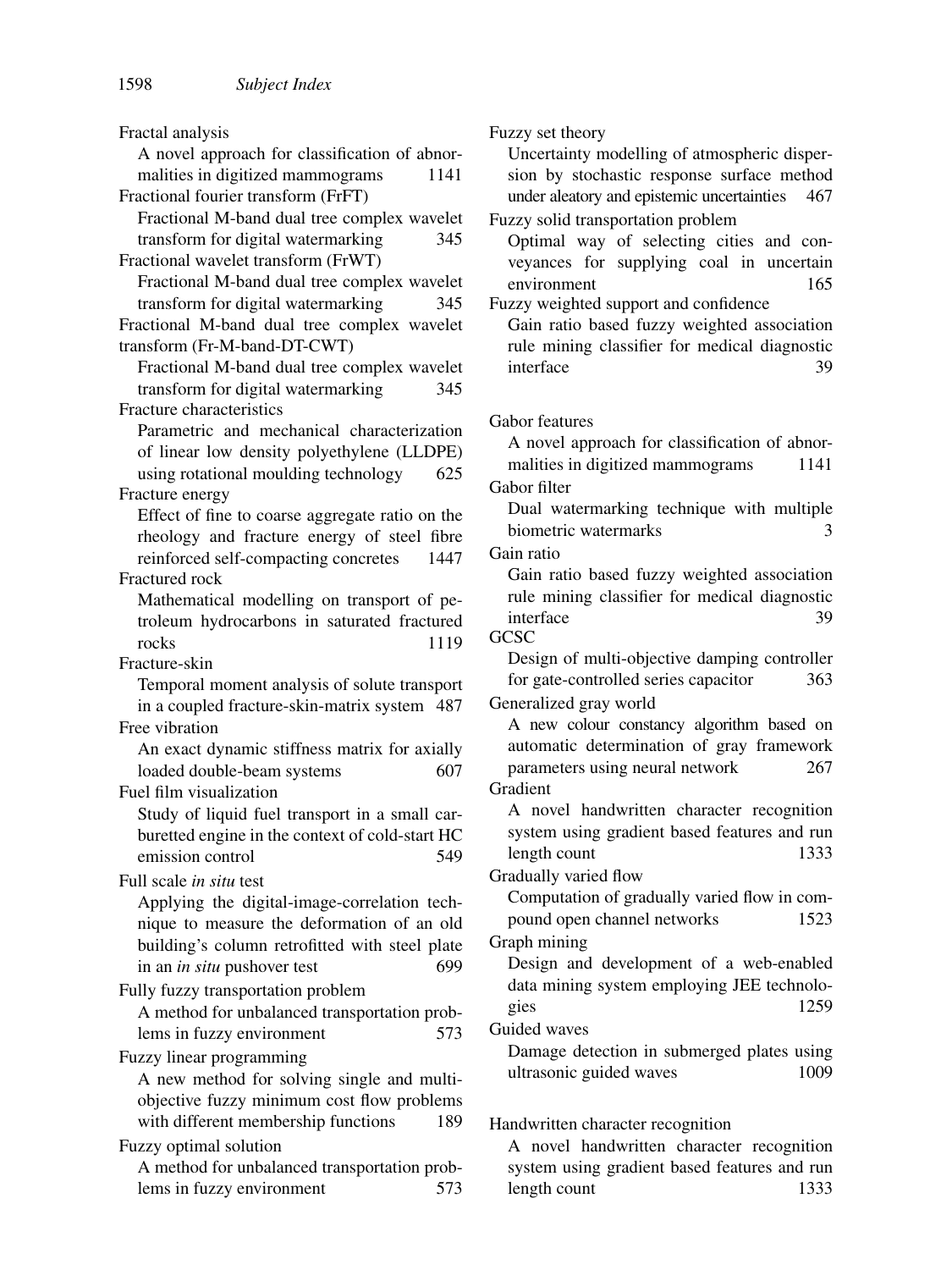Fractal analysis

A novel approach for classification of abnormalities in digitized mammograms 1141

Fractional fourier transform (FrFT)

Fractional M-band dual tree complex wavelet transform for digital watermarking 345

Fractional wavelet transform (FrWT)

Fractional M-band dual tree complex wavelet transform for digital watermarking 345

Fractional M-band dual tree complex wavelet transform (Fr-M-band-DT-CWT)

Fractional M-band dual tree complex wavelet transform for digital watermarking 345

Fracture characteristics

Parametric and mechanical characterization of linear low density polyethylene (LLDPE) using rotational moulding technology 625

Fracture energy

Effect of fine to coarse aggregate ratio on the rheology and fracture energy of steel fibre reinforced self-compacting concretes 1447

Fractured rock

Mathematical modelling on transport of petroleum hydrocarbons in saturated fractured rocks 1119

Fracture-skin

Temporal moment analysis of solute transport in a coupled fracture-skin-matrix system 487

Free vibration

An exact dynamic stiffness matrix for axially loaded double-beam systems 607

Fuel film visualization

Study of liquid fuel transport in a small carburetted engine in the context of cold-start HC emission control 549

Full scale *in situ* test

Applying the digital-image-correlation technique to measure the deformation of an old building's column retrofitted with steel plate in an *in situ* pushover test 699

Fully fuzzy transportation problem

A method for unbalanced transportation problems in fuzzy environment 573

Fuzzy linear programming

A new method for solving single and multi-objective fuzzy minimum cost flow problems with different membership functions 189

Fuzzy optimal solution

A method for unbalanced transportation problems in fuzzy environment 573

Fuzzy set theory

Uncertainty modelling of atmospheric dispersion by stochastic response surface method under aleatory and epistemic uncertainties 467

Fuzzy solid transportation problem

Optimal way of selecting cities and conveyances for supplying coal in uncertain environment 165

Fuzzy weighted support and confidence

Gain ratio based fuzzy weighted association rule mining classifier for medical diagnostic interface 39

Gabor features

A novel approach for classification of abnormalities in digitized mammograms 1141

Gabor filter

Dual watermarking technique with multiple biometric watermarks 3

Gain ratio

Gain ratio based fuzzy weighted association rule mining classifier for medical diagnostic interface 39

GCSC

Design of multi-objective damping controller for gate-controlled series capacitor 363

Generalized gray world

A new colour constancy algorithm based on automatic determination of gray framework parameters using neural network 267

Gradient

A novel handwritten character recognition system using gradient based features and run length count 1333

Gradually varied flow

Computation of gradually varied flow in compound open channel networks 1523

Graph mining

Design and development of a web-enabled data mining system employing JEE technologies 1259

Guided waves

Damage detection in submerged plates using ultrasonic guided waves 1009

Handwritten character recognition

A novel handwritten character recognition system using gradient based features and run length count 1333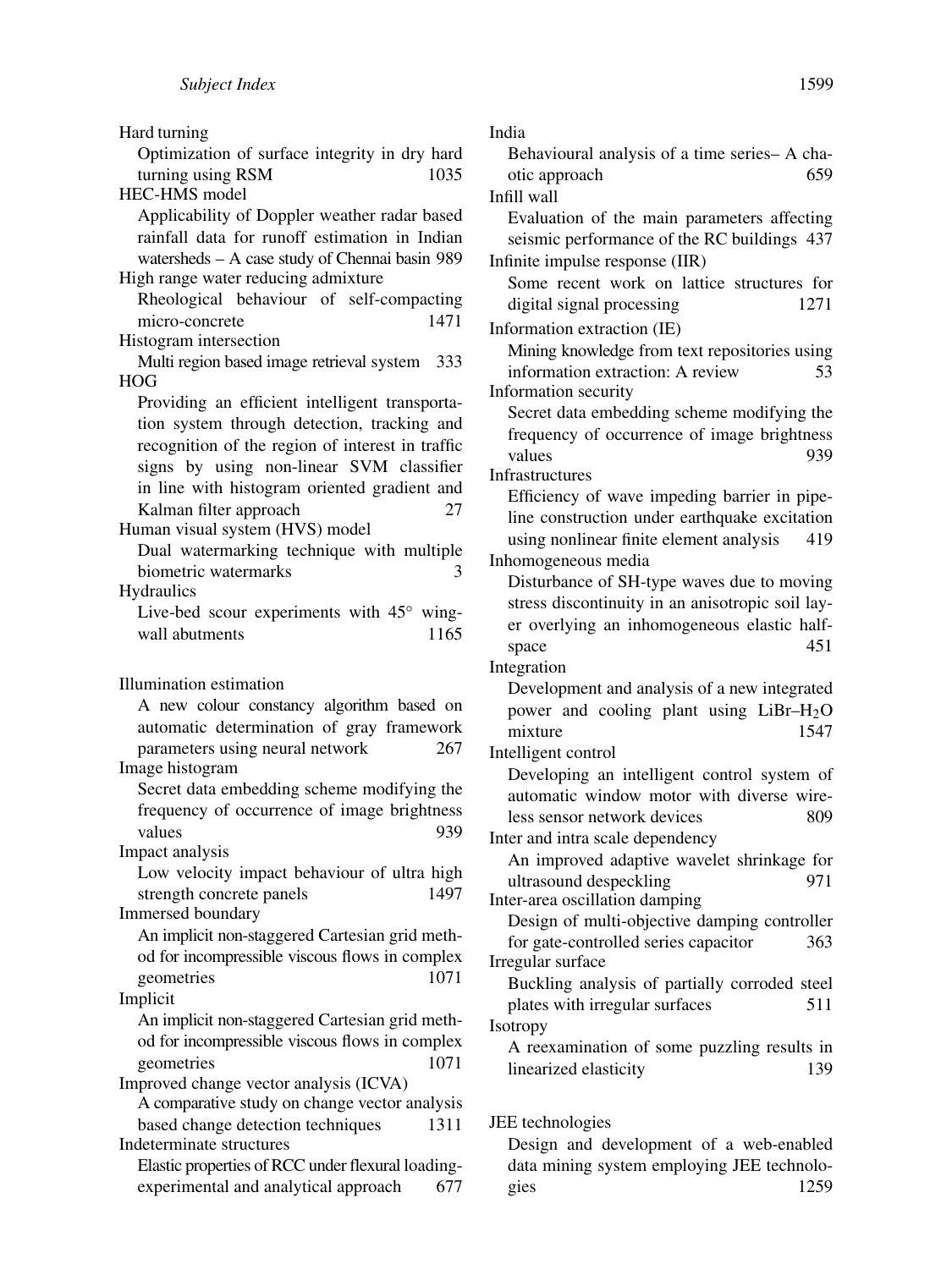Hard turning
  Optimization of surface integrity in dry hard turning using RSM 1035

HEC-HMS model
  Applicability of Doppler weather radar based rainfall data for runoff estimation in Indian watersheds – A case study of Chennai basin 989

High range water reducing admixture
  Rheological behaviour of self-compacting micro-concrete 1471

Histogram intersection
  Multi region based image retrieval system 333

HOG
  Providing an efficient intelligent transportation system through detection, tracking and recognition of the region of interest in traffic signs by using non-linear SVM classifier in line with histogram oriented gradient and Kalman filter approach 27

Human visual system (HVS) model
  Dual watermarking technique with multiple biometric watermarks 3

Hydraulics
  Live-bed scour experiments with 45° wing-wall abutments 1165

Illumination estimation
  A new colour constancy algorithm based on automatic determination of gray framework parameters using neural network 267

Image histogram
  Secret data embedding scheme modifying the frequency of occurrence of image brightness values 939

Impact analysis
  Low velocity impact behaviour of ultra high strength concrete panels 1497

Immersed boundary
  An implicit non-staggered Cartesian grid method for incompressible viscous flows in complex geometries 1071

Implicit
  An implicit non-staggered Cartesian grid method for incompressible viscous flows in complex geometries 1071

Improved change vector analysis (ICVA)
  A comparative study on change vector analysis based change detection techniques 1311

Indeterminate structures
  Elastic properties of RCC under flexural loading-experimental and analytical approach 677

India
  Behavioural analysis of a time series– A chaotic approach 659

Infill wall
  Evaluation of the main parameters affecting seismic performance of the RC buildings 437

Infinite impulse response (IIR)
  Some recent work on lattice structures for digital signal processing 1271

Information extraction (IE)
  Mining knowledge from text repositories using information extraction: A review 53

Information security
  Secret data embedding scheme modifying the frequency of occurrence of image brightness values 939

Infrastructures
  Efficiency of wave impeding barrier in pipeline construction under earthquake excitation using nonlinear finite element analysis 419

Inhomogeneous media
  Disturbance of SH-type waves due to moving stress discontinuity in an anisotropic soil layer overlying an inhomogeneous elastic half-space 451

Integration
  Development and analysis of a new integrated power and cooling plant using LiBr–$H_2O$ mixture 1547

Intelligent control
  Developing an intelligent control system of automatic window motor with diverse wireless sensor network devices 809

Inter and intra scale dependency
  An improved adaptive wavelet shrinkage for ultrasound despeckling 971

Inter-area oscillation damping
  Design of multi-objective damping controller for gate-controlled series capacitor 363

Irregular surface
  Buckling analysis of partially corroded steel plates with irregular surfaces 511

Isotropy
  A reexamination of some puzzling results in linearized elasticity 139

JEE technologies
  Design and development of a web-enabled data mining system employing JEE technologies 1259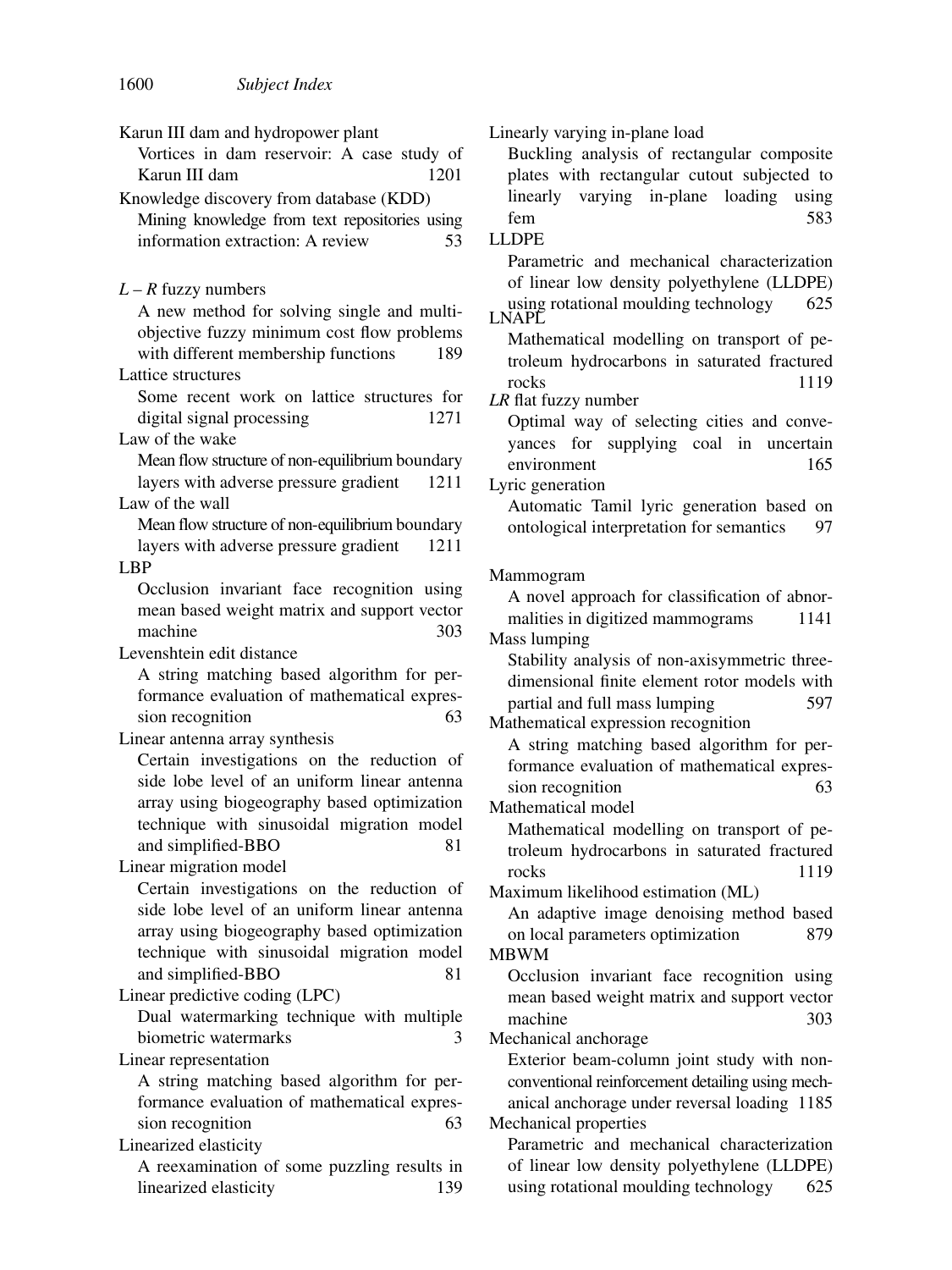Karun III dam and hydropower plant
- Vortices in dam reservoir: A case study of Karun III dam 1201

Knowledge discovery from database (KDD)
- Mining knowledge from text repositories using information extraction: A review 53

*L* – *R* fuzzy numbers
- A new method for solving single and multi-objective fuzzy minimum cost flow problems with different membership functions 189

Lattice structures
- Some recent work on lattice structures for digital signal processing 1271

Law of the wake
- Mean flow structure of non-equilibrium boundary layers with adverse pressure gradient 1211

Law of the wall
- Mean flow structure of non-equilibrium boundary layers with adverse pressure gradient 1211

LBP
- Occlusion invariant face recognition using mean based weight matrix and support vector machine 303

Levenshtein edit distance
- A string matching based algorithm for performance evaluation of mathematical expression recognition 63

Linear antenna array synthesis
- Certain investigations on the reduction of side lobe level of an uniform linear antenna array using biogeography based optimization technique with sinusoidal migration model and simplified-BBO 81

Linear migration model
- Certain investigations on the reduction of side lobe level of an uniform linear antenna array using biogeography based optimization technique with sinusoidal migration model and simplified-BBO 81

Linear predictive coding (LPC)
- Dual watermarking technique with multiple biometric watermarks 3

Linear representation
- A string matching based algorithm for performance evaluation of mathematical expression recognition 63

Linearized elasticity
- A reexamination of some puzzling results in linearized elasticity 139

Linearly varying in-plane load
- Buckling analysis of rectangular composite plates with rectangular cutout subjected to linearly varying in-plane loading using fem 583

LLDPE
- Parametric and mechanical characterization of linear low density polyethylene (LLDPE) using rotational moulding technology 625

LNAPL
- Mathematical modelling on transport of petroleum hydrocarbons in saturated fractured rocks 1119

*LR* flat fuzzy number
- Optimal way of selecting cities and conveyances for supplying coal in uncertain environment 165

Lyric generation
- Automatic Tamil lyric generation based on ontological interpretation for semantics 97

Mammogram
- A novel approach for classification of abnormalities in digitized mammograms 1141

Mass lumping
- Stability analysis of non-axisymmetric three-dimensional finite element rotor models with partial and full mass lumping 597

Mathematical expression recognition
- A string matching based algorithm for performance evaluation of mathematical expression recognition 63

Mathematical model
- Mathematical modelling on transport of petroleum hydrocarbons in saturated fractured rocks 1119

Maximum likelihood estimation (ML)
- An adaptive image denoising method based on local parameters optimization 879

MBWM
- Occlusion invariant face recognition using mean based weight matrix and support vector machine 303

Mechanical anchorage
- Exterior beam-column joint study with non-conventional reinforcement detailing using mechanical anchorage under reversal loading 1185

Mechanical properties
- Parametric and mechanical characterization of linear low density polyethylene (LLDPE) using rotational moulding technology 625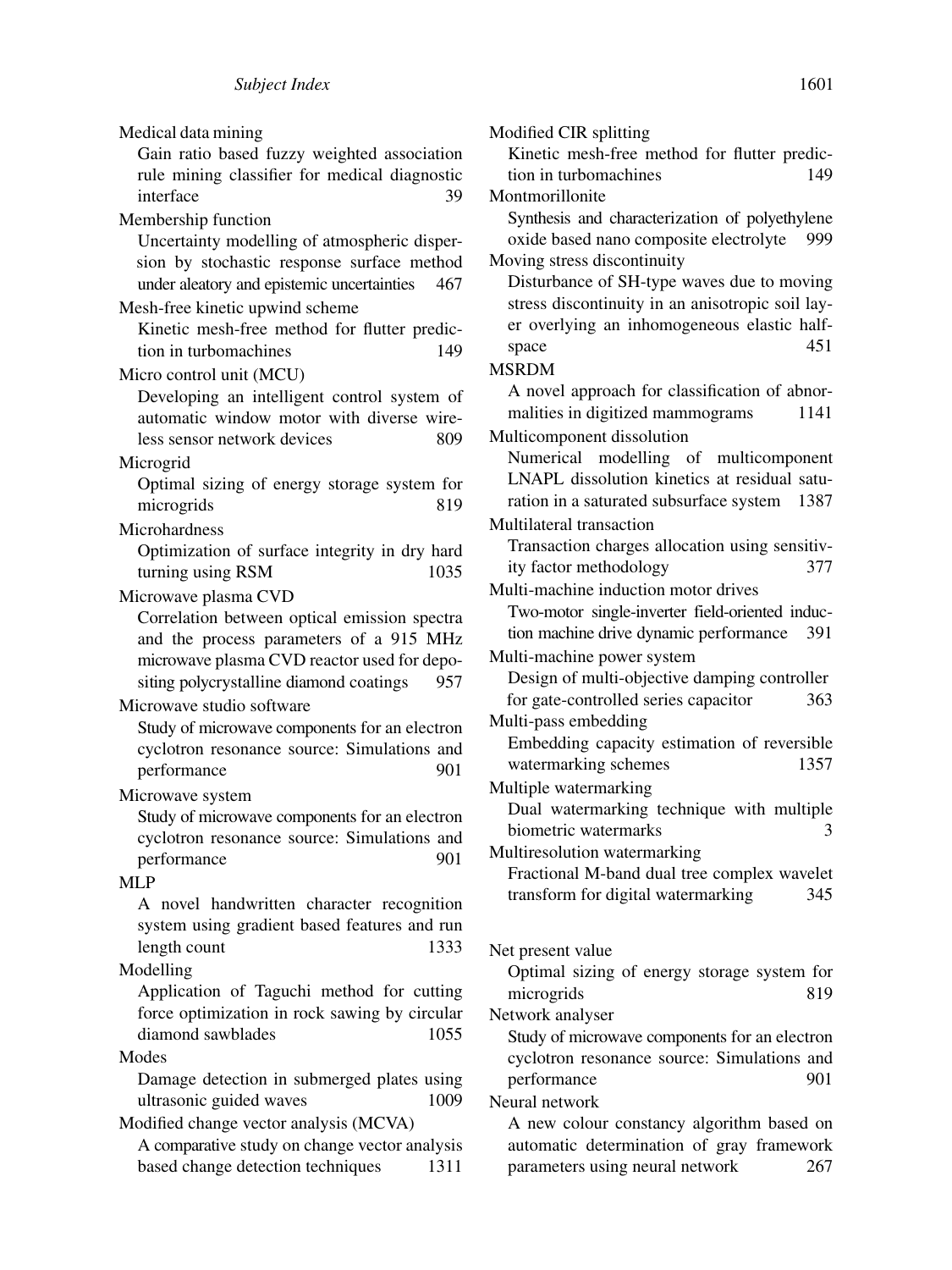Medical data mining
    Gain ratio based fuzzy weighted association rule mining classifier for medical diagnostic interface 39

Membership function
    Uncertainty modelling of atmospheric dispersion by stochastic response surface method under aleatory and epistemic uncertainties 467

Mesh-free kinetic upwind scheme
    Kinetic mesh-free method for flutter prediction in turbomachines 149

Micro control unit (MCU)
    Developing an intelligent control system of automatic window motor with diverse wireless sensor network devices 809

Microgrid
    Optimal sizing of energy storage system for microgrids 819

Microhardness
    Optimization of surface integrity in dry hard turning using RSM 1035

Microwave plasma CVD
    Correlation between optical emission spectra and the process parameters of a 915 MHz microwave plasma CVD reactor used for depositing polycrystalline diamond coatings 957

Microwave studio software
    Study of microwave components for an electron cyclotron resonance source: Simulations and performance 901

Microwave system
    Study of microwave components for an electron cyclotron resonance source: Simulations and performance 901

MLP
    A novel handwritten character recognition system using gradient based features and run length count 1333

Modelling
    Application of Taguchi method for cutting force optimization in rock sawing by circular diamond sawblades 1055

Modes
    Damage detection in submerged plates using ultrasonic guided waves 1009

Modified change vector analysis (MCVA)
    A comparative study on change vector analysis based change detection techniques 1311

Modified CIR splitting
    Kinetic mesh-free method for flutter prediction in turbomachines 149

Montmorillonite
    Synthesis and characterization of polyethylene oxide based nano composite electrolyte 999

Moving stress discontinuity
    Disturbance of SH-type waves due to moving stress discontinuity in an anisotropic soil layer overlying an inhomogeneous elastic half-space 451

MSRDM
    A novel approach for classification of abnormalities in digitized mammograms 1141

Multicomponent dissolution
    Numerical modelling of multicomponent LNAPL dissolution kinetics at residual saturation in a saturated subsurface system 1387

Multilateral transaction
    Transaction charges allocation using sensitivity factor methodology 377

Multi-machine induction motor drives
    Two-motor single-inverter field-oriented induction machine drive dynamic performance 391

Multi-machine power system
    Design of multi-objective damping controller for gate-controlled series capacitor 363

Multi-pass embedding
    Embedding capacity estimation of reversible watermarking schemes 1357

Multiple watermarking
    Dual watermarking technique with multiple biometric watermarks 3

Multiresolution watermarking
    Fractional M-band dual tree complex wavelet transform for digital watermarking 345

Net present value
    Optimal sizing of energy storage system for microgrids 819

Network analyser
    Study of microwave components for an electron cyclotron resonance source: Simulations and performance 901

Neural network
    A new colour constancy algorithm based on automatic determination of gray framework parameters using neural network 267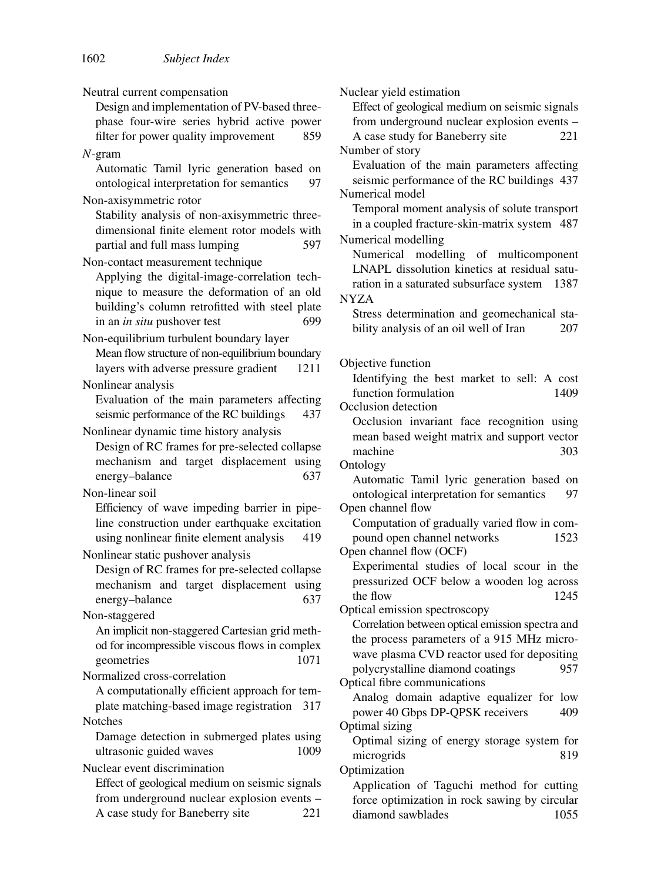Neutral current compensation
  Design and implementation of PV-based three-phase four-wire series hybrid active power filter for power quality improvement 859

*N*-gram
  Automatic Tamil lyric generation based on ontological interpretation for semantics 97

Non-axisymmetric rotor
  Stability analysis of non-axisymmetric three-dimensional finite element rotor models with partial and full mass lumping 597

Non-contact measurement technique
  Applying the digital-image-correlation technique to measure the deformation of an old building's column retrofitted with steel plate in an *in situ* pushover test 699

Non-equilibrium turbulent boundary layer
  Mean flow structure of non-equilibrium boundary layers with adverse pressure gradient 1211

Nonlinear analysis
  Evaluation of the main parameters affecting seismic performance of the RC buildings 437

Nonlinear dynamic time history analysis
  Design of RC frames for pre-selected collapse mechanism and target displacement using energy–balance 637

Non-linear soil
  Efficiency of wave impeding barrier in pipeline construction under earthquake excitation using nonlinear finite element analysis 419

Nonlinear static pushover analysis
  Design of RC frames for pre-selected collapse mechanism and target displacement using energy–balance 637

Non-staggered
  An implicit non-staggered Cartesian grid method for incompressible viscous flows in complex geometries 1071

Normalized cross-correlation
  A computationally efficient approach for template matching-based image registration 317

Notches
  Damage detection in submerged plates using ultrasonic guided waves 1009

Nuclear event discrimination
  Effect of geological medium on seismic signals from underground nuclear explosion events – A case study for Baneberry site 221

Nuclear yield estimation
  Effect of geological medium on seismic signals from underground nuclear explosion events – A case study for Baneberry site 221

Number of story
  Evaluation of the main parameters affecting seismic performance of the RC buildings 437

Numerical model
  Temporal moment analysis of solute transport in a coupled fracture-skin-matrix system 487

Numerical modelling
  Numerical modelling of multicomponent LNAPL dissolution kinetics at residual saturation in a saturated subsurface system 1387

NYZA
  Stress determination and geomechanical stability analysis of an oil well of Iran 207

Objective function
  Identifying the best market to sell: A cost function formulation 1409

Occlusion detection
  Occlusion invariant face recognition using mean based weight matrix and support vector machine 303

Ontology
  Automatic Tamil lyric generation based on ontological interpretation for semantics 97

Open channel flow
  Computation of gradually varied flow in compound open channel networks 1523

Open channel flow (OCF)
  Experimental studies of local scour in the pressurized OCF below a wooden log across the flow 1245

Optical emission spectroscopy
  Correlation between optical emission spectra and the process parameters of a 915 MHz microwave plasma CVD reactor used for depositing polycrystalline diamond coatings 957

Optical fibre communications
  Analog domain adaptive equalizer for low power 40 Gbps DP-QPSK receivers 409

Optimal sizing
  Optimal sizing of energy storage system for microgrids 819

Optimization
  Application of Taguchi method for cutting force optimization in rock sawing by circular diamond sawblades 1055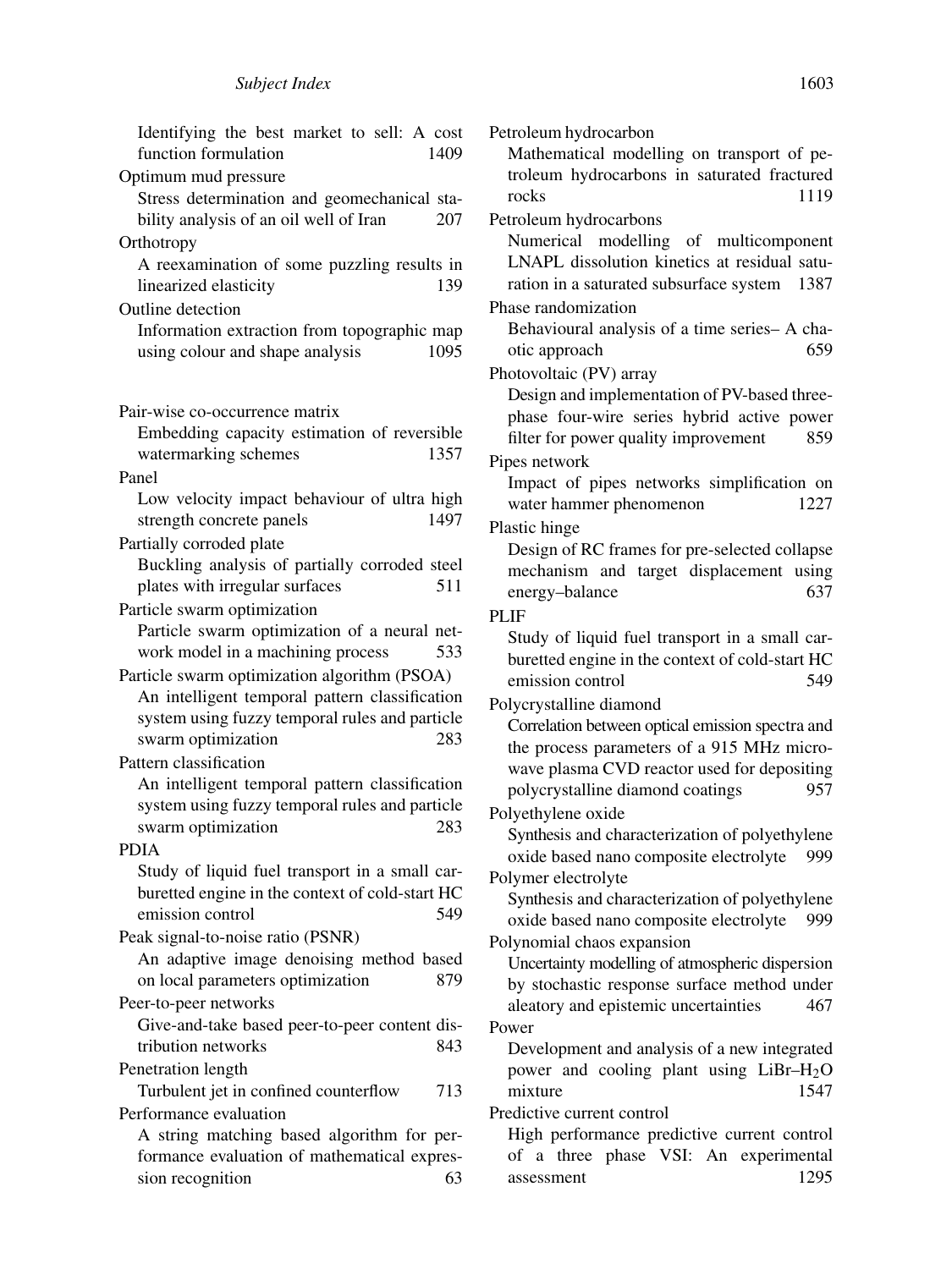Identifying the best market to sell: A cost function formulation 1409

Optimum mud pressure
Stress determination and geomechanical stability analysis of an oil well of Iran 207

Orthotropy
A reexamination of some puzzling results in linearized elasticity 139

Outline detection
Information extraction from topographic map using colour and shape analysis 1095

Pair-wise co-occurrence matrix
Embedding capacity estimation of reversible watermarking schemes 1357

Panel
Low velocity impact behaviour of ultra high strength concrete panels 1497

Partially corroded plate
Buckling analysis of partially corroded steel plates with irregular surfaces 511

Particle swarm optimization
Particle swarm optimization of a neural network model in a machining process 533

Particle swarm optimization algorithm (PSOA)
An intelligent temporal pattern classification system using fuzzy temporal rules and particle swarm optimization 283

Pattern classification
An intelligent temporal pattern classification system using fuzzy temporal rules and particle swarm optimization 283

PDIA
Study of liquid fuel transport in a small carburetted engine in the context of cold-start HC emission control 549

Peak signal-to-noise ratio (PSNR)
An adaptive image denoising method based on local parameters optimization 879

Peer-to-peer networks
Give-and-take based peer-to-peer content distribution networks 843

Penetration length
Turbulent jet in confined counterflow 713

Performance evaluation
A string matching based algorithm for performance evaluation of mathematical expression recognition 63

Petroleum hydrocarbon
Mathematical modelling on transport of petroleum hydrocarbons in saturated fractured rocks 1119

Petroleum hydrocarbons
Numerical modelling of multicomponent LNAPL dissolution kinetics at residual saturation in a saturated subsurface system 1387

Phase randomization
Behavioural analysis of a time series– A chaotic approach 659

Photovoltaic (PV) array
Design and implementation of PV-based three-phase four-wire series hybrid active power filter for power quality improvement 859

Pipes network
Impact of pipes networks simplification on water hammer phenomenon 1227

Plastic hinge
Design of RC frames for pre-selected collapse mechanism and target displacement using energy–balance 637

PLIF
Study of liquid fuel transport in a small carburetted engine in the context of cold-start HC emission control 549

Polycrystalline diamond
Correlation between optical emission spectra and the process parameters of a 915 MHz microwave plasma CVD reactor used for depositing polycrystalline diamond coatings 957

Polyethylene oxide
Synthesis and characterization of polyethylene oxide based nano composite electrolyte 999

Polymer electrolyte
Synthesis and characterization of polyethylene oxide based nano composite electrolyte 999

Polynomial chaos expansion
Uncertainty modelling of atmospheric dispersion by stochastic response surface method under aleatory and epistemic uncertainties 467

Power
Development and analysis of a new integrated power and cooling plant using LiBr–$H_2O$ mixture 1547

Predictive current control
High performance predictive current control of a three phase VSI: An experimental assessment 1295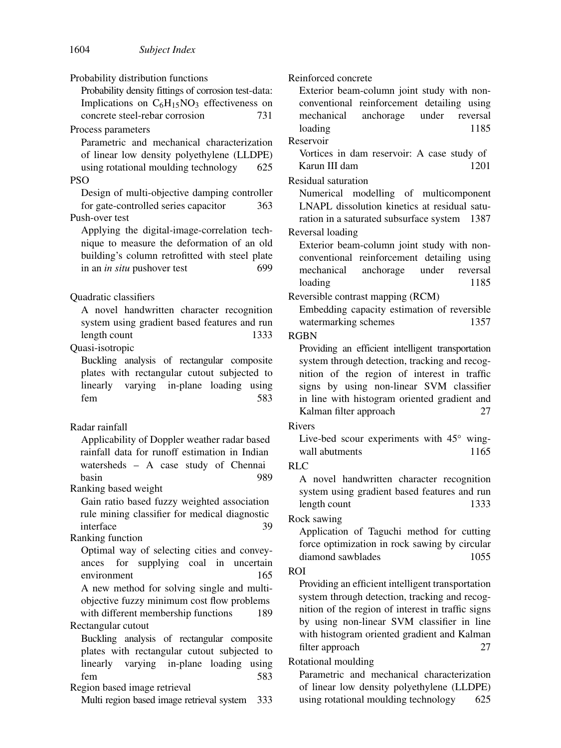Probability distribution functions

Probability density fittings of corrosion test-data: Implications on $C_6H_{15}NO_3$ effectiveness on concrete steel-rebar corrosion 731

Process parameters

Parametric and mechanical characterization of linear low density polyethylene (LLDPE) using rotational moulding technology 625

PSO

Design of multi-objective damping controller for gate-controlled series capacitor 363

Push-over test

Applying the digital-image-correlation technique to measure the deformation of an old building's column retrofitted with steel plate in an *in situ* pushover test 699

Quadratic classifiers

A novel handwritten character recognition system using gradient based features and run length count 1333

Quasi-isotropic

Buckling analysis of rectangular composite plates with rectangular cutout subjected to linearly varying in-plane loading using fem 583

Radar rainfall

Applicability of Doppler weather radar based rainfall data for runoff estimation in Indian watersheds – A case study of Chennai basin 989

Ranking based weight

Gain ratio based fuzzy weighted association rule mining classifier for medical diagnostic interface 39

Ranking function

Optimal way of selecting cities and conveyances for supplying coal in uncertain environment 165

A new method for solving single and multi-objective fuzzy minimum cost flow problems with different membership functions 189

Rectangular cutout

Buckling analysis of rectangular composite plates with rectangular cutout subjected to linearly varying in-plane loading using fem 583

Region based image retrieval

Multi region based image retrieval system 333

Reinforced concrete

Exterior beam-column joint study with non-conventional reinforcement detailing using mechanical anchorage under reversal loading 1185

Reservoir

Vortices in dam reservoir: A case study of Karun III dam 1201

Residual saturation

Numerical modelling of multicomponent LNAPL dissolution kinetics at residual saturation in a saturated subsurface system 1387

Reversal loading

Exterior beam-column joint study with non-conventional reinforcement detailing using mechanical anchorage under reversal loading 1185

Reversible contrast mapping (RCM)

Embedding capacity estimation of reversible watermarking schemes 1357

RGBN

Providing an efficient intelligent transportation system through detection, tracking and recognition of the region of interest in traffic signs by using non-linear SVM classifier in line with histogram oriented gradient and Kalman filter approach 27

Rivers

Live-bed scour experiments with 45° wing-wall abutments 1165

RLC

A novel handwritten character recognition system using gradient based features and run length count 1333

Rock sawing

Application of Taguchi method for cutting force optimization in rock sawing by circular diamond sawblades 1055

ROI

Providing an efficient intelligent transportation system through detection, tracking and recognition of the region of interest in traffic signs by using non-linear SVM classifier in line with histogram oriented gradient and Kalman filter approach 27

Rotational moulding

Parametric and mechanical characterization of linear low density polyethylene (LLDPE) using rotational moulding technology 625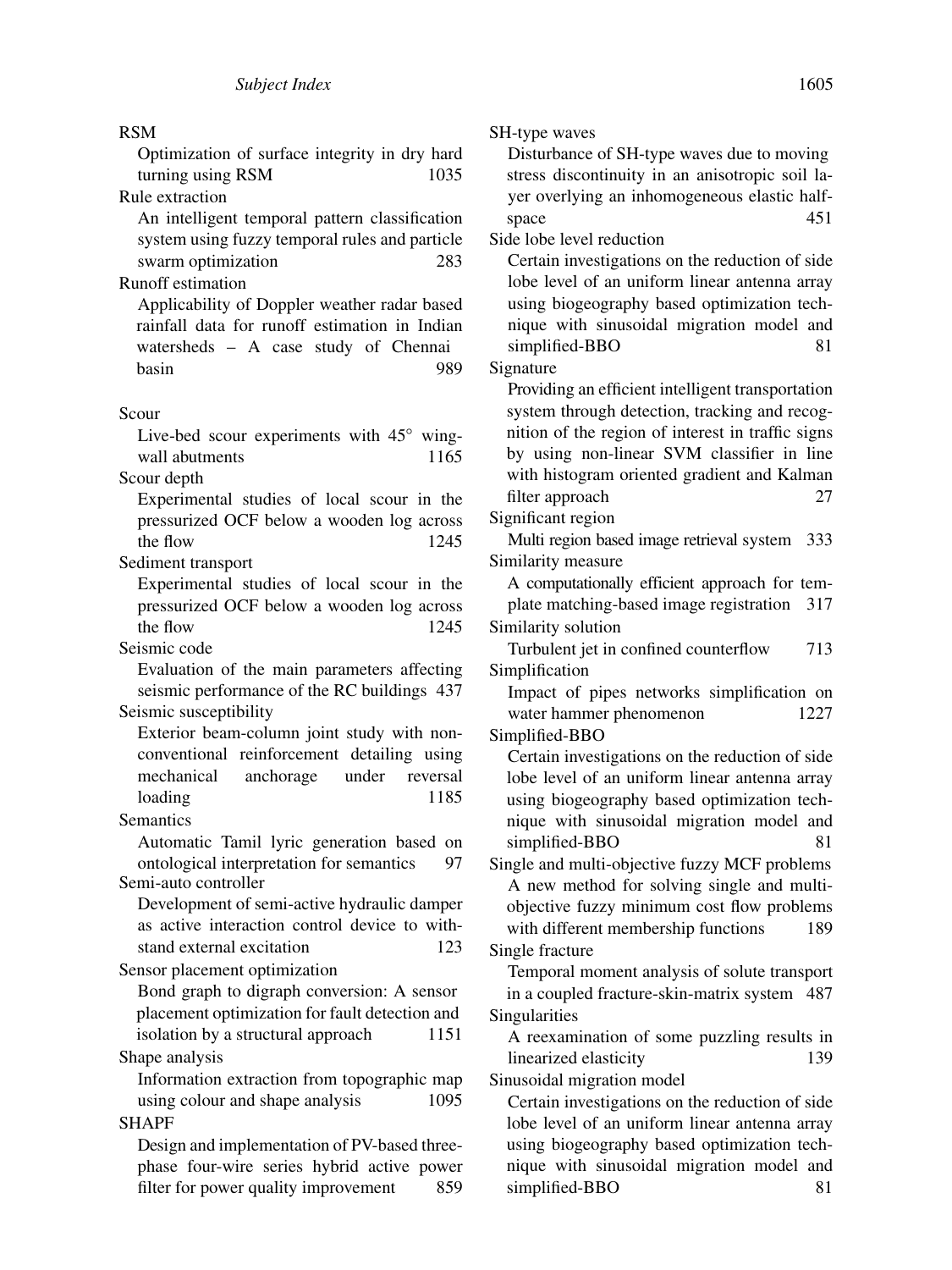RSM

Optimization of surface integrity in dry hard turning using RSM 1035

Rule extraction

An intelligent temporal pattern classification system using fuzzy temporal rules and particle swarm optimization 283

Runoff estimation

Applicability of Doppler weather radar based rainfall data for runoff estimation in Indian watersheds – A case study of Chennai basin 989

Scour

Live-bed scour experiments with 45° wing-wall abutments 1165

Scour depth

Experimental studies of local scour in the pressurized OCF below a wooden log across the flow 1245

Sediment transport

Experimental studies of local scour in the pressurized OCF below a wooden log across the flow 1245

Seismic code

Evaluation of the main parameters affecting seismic performance of the RC buildings 437

Seismic susceptibility

Exterior beam-column joint study with non-conventional reinforcement detailing using mechanical anchorage under reversal loading 1185

Semantics

Automatic Tamil lyric generation based on ontological interpretation for semantics 97

Semi-auto controller

Development of semi-active hydraulic damper as active interaction control device to withstand external excitation 123

Sensor placement optimization

Bond graph to digraph conversion: A sensor placement optimization for fault detection and isolation by a structural approach 1151

Shape analysis

Information extraction from topographic map using colour and shape analysis 1095

SHAPF

Design and implementation of PV-based three-phase four-wire series hybrid active power filter for power quality improvement 859

SH-type waves

Disturbance of SH-type waves due to moving stress discontinuity in an anisotropic soil layer overlying an inhomogeneous elastic half-space 451

Side lobe level reduction

Certain investigations on the reduction of side lobe level of an uniform linear antenna array using biogeography based optimization technique with sinusoidal migration model and simplified-BBO 81

Signature

Providing an efficient intelligent transportation system through detection, tracking and recognition of the region of interest in traffic signs by using non-linear SVM classifier in line with histogram oriented gradient and Kalman filter approach 27

Significant region

Multi region based image retrieval system 333

Similarity measure

A computationally efficient approach for template matching-based image registration 317

Similarity solution

Turbulent jet in confined counterflow 713

Simplification

Impact of pipes networks simplification on water hammer phenomenon 1227

Simplified-BBO

Certain investigations on the reduction of side lobe level of an uniform linear antenna array using biogeography based optimization technique with sinusoidal migration model and simplified-BBO 81

Single and multi-objective fuzzy MCF problems

A new method for solving single and multi-objective fuzzy minimum cost flow problems with different membership functions 189

Single fracture

Temporal moment analysis of solute transport in a coupled fracture-skin-matrix system 487

Singularities

A reexamination of some puzzling results in linearized elasticity 139

Sinusoidal migration model

Certain investigations on the reduction of side lobe level of an uniform linear antenna array using biogeography based optimization technique with sinusoidal migration model and simplified-BBO 81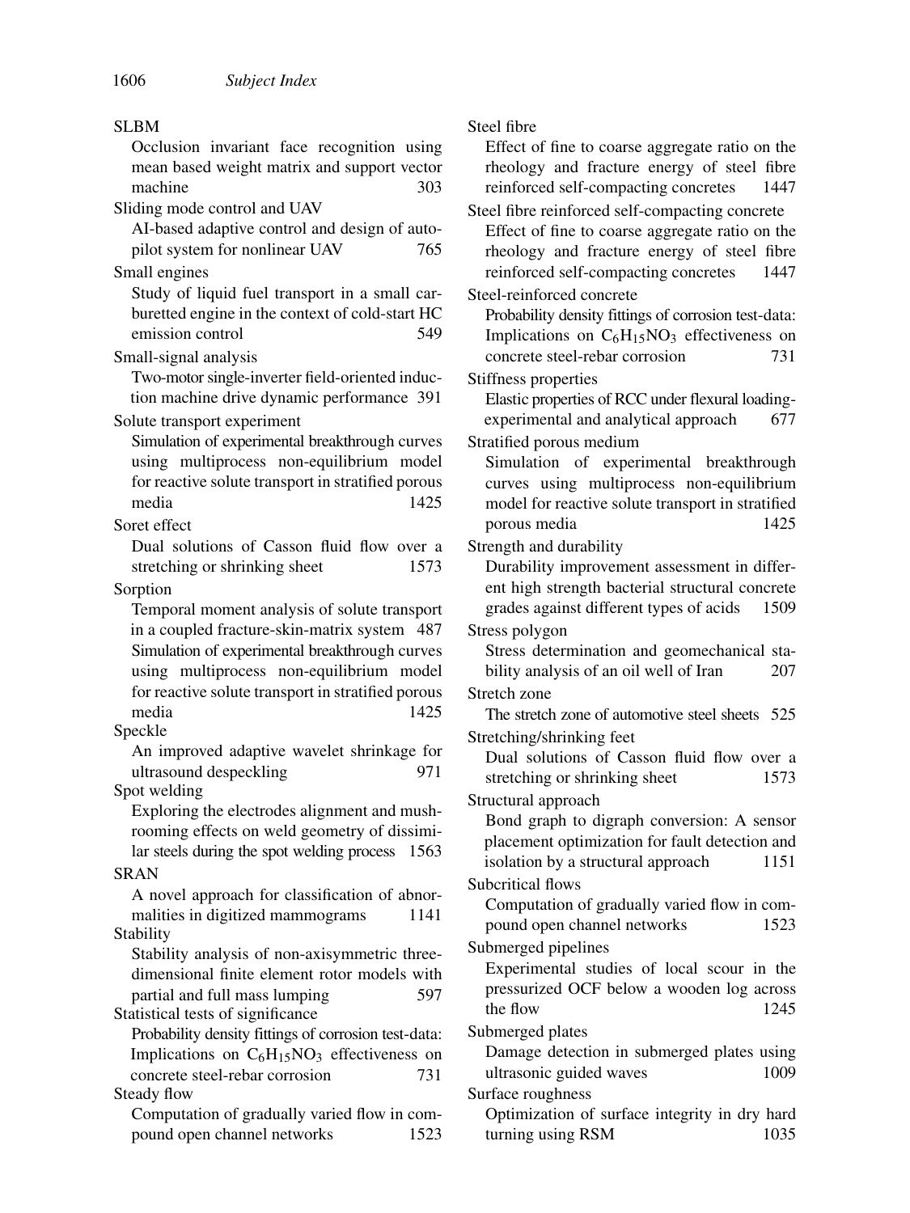SLBM
- Occlusion invariant face recognition using mean based weight matrix and support vector machine 303

Sliding mode control and UAV
- AI-based adaptive control and design of autopilot system for nonlinear UAV 765

Small engines
- Study of liquid fuel transport in a small carburetted engine in the context of cold-start HC emission control 549

Small-signal analysis
- Two-motor single-inverter field-oriented induction machine drive dynamic performance 391

Solute transport experiment
- Simulation of experimental breakthrough curves using multiprocess non-equilibrium model for reactive solute transport in stratified porous media 1425

Soret effect
- Dual solutions of Casson fluid flow over a stretching or shrinking sheet 1573

Sorption
- Temporal moment analysis of solute transport in a coupled fracture-skin-matrix system 487
- Simulation of experimental breakthrough curves using multiprocess non-equilibrium model for reactive solute transport in stratified porous media 1425

Speckle
- An improved adaptive wavelet shrinkage for ultrasound despeckling 971

Spot welding
- Exploring the electrodes alignment and mushrooming effects on weld geometry of dissimilar steels during the spot welding process 1563

SRAN
- A novel approach for classification of abnormalities in digitized mammograms 1141

Stability
- Stability analysis of non-axisymmetric three-dimensional finite element rotor models with partial and full mass lumping 597

Statistical tests of significance
- Probability density fittings of corrosion test-data: Implications on $C_6H_{15}NO_3$ effectiveness on concrete steel-rebar corrosion 731

Steady flow
- Computation of gradually varied flow in compound open channel networks 1523

Steel fibre
- Effect of fine to coarse aggregate ratio on the rheology and fracture energy of steel fibre reinforced self-compacting concretes 1447

Steel fibre reinforced self-compacting concrete
- Effect of fine to coarse aggregate ratio on the rheology and fracture energy of steel fibre reinforced self-compacting concretes 1447

Steel-reinforced concrete
- Probability density fittings of corrosion test-data: Implications on $C_6H_{15}NO_3$ effectiveness on concrete steel-rebar corrosion 731

Stiffness properties
- Elastic properties of RCC under flexural loading-experimental and analytical approach 677

Stratified porous medium
- Simulation of experimental breakthrough curves using multiprocess non-equilibrium model for reactive solute transport in stratified porous media 1425

Strength and durability
- Durability improvement assessment in different high strength bacterial structural concrete grades against different types of acids 1509

Stress polygon
- Stress determination and geomechanical stability analysis of an oil well of Iran 207

Stretch zone
- The stretch zone of automotive steel sheets 525

Stretching/shrinking feet
- Dual solutions of Casson fluid flow over a stretching or shrinking sheet 1573

Structural approach
- Bond graph to digraph conversion: A sensor placement optimization for fault detection and isolation by a structural approach 1151

Subcritical flows
- Computation of gradually varied flow in compound open channel networks 1523

Submerged pipelines
- Experimental studies of local scour in the pressurized OCF below a wooden log across the flow 1245

Submerged plates
- Damage detection in submerged plates using ultrasonic guided waves 1009

Surface roughness
- Optimization of surface integrity in dry hard turning using RSM 1035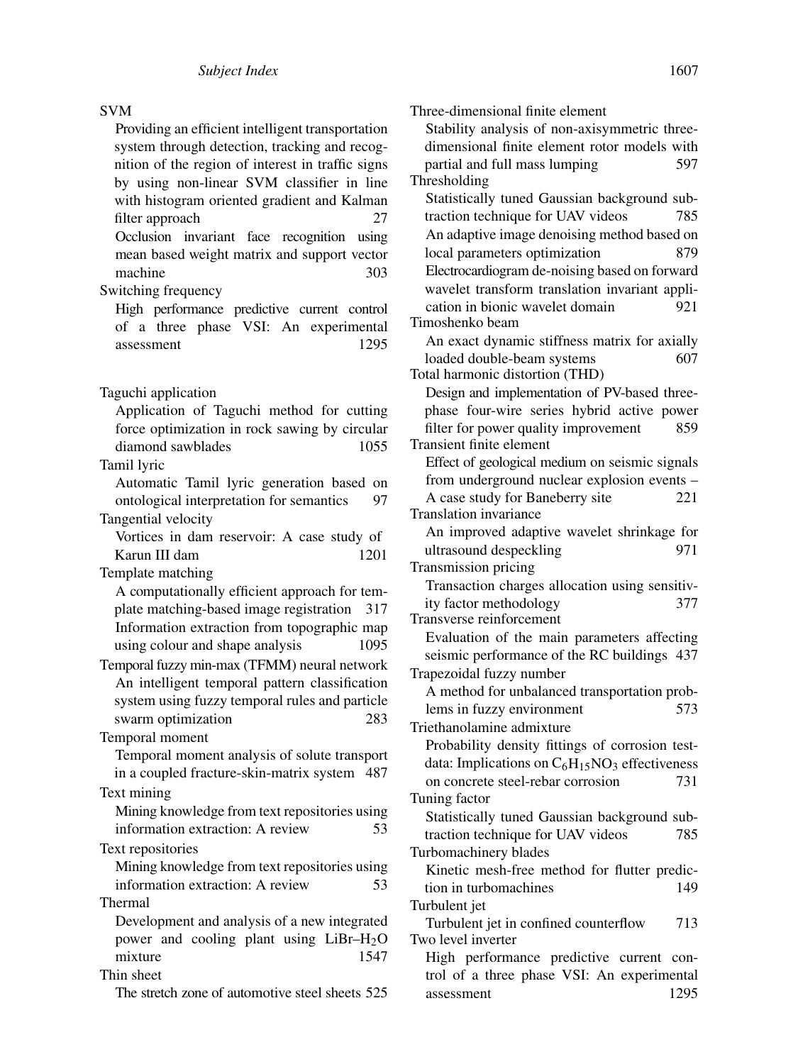SVM

Providing an efficient intelligent transportation system through detection, tracking and recognition of the region of interest in traffic signs by using non-linear SVM classifier in line with histogram oriented gradient and Kalman filter approach 27

Occlusion invariant face recognition using mean based weight matrix and support vector machine 303

Switching frequency

High performance predictive current control of a three phase VSI: An experimental assessment 1295

Taguchi application

Application of Taguchi method for cutting force optimization in rock sawing by circular diamond sawblades 1055

Tamil lyric

Automatic Tamil lyric generation based on ontological interpretation for semantics 97

Tangential velocity

Vortices in dam reservoir: A case study of Karun III dam 1201

Template matching

A computationally efficient approach for template matching-based image registration 317

Information extraction from topographic map using colour and shape analysis 1095

Temporal fuzzy min-max (TFMM) neural network

An intelligent temporal pattern classification system using fuzzy temporal rules and particle swarm optimization 283

Temporal moment

Temporal moment analysis of solute transport in a coupled fracture-skin-matrix system 487

Text mining

Mining knowledge from text repositories using information extraction: A review 53

Text repositories

Mining knowledge from text repositories using information extraction: A review 53

Thermal

Development and analysis of a new integrated power and cooling plant using LiBr–$H_2O$ mixture 1547

Thin sheet

The stretch zone of automotive steel sheets 525

Three-dimensional finite element

Stability analysis of non-axisymmetric three-dimensional finite element rotor models with partial and full mass lumping 597

Thresholding

Statistically tuned Gaussian background subtraction technique for UAV videos 785

An adaptive image denoising method based on local parameters optimization 879

Electrocardiogram de-noising based on forward wavelet transform translation invariant application in bionic wavelet domain 921

Timoshenko beam

An exact dynamic stiffness matrix for axially loaded double-beam systems 607

Total harmonic distortion (THD)

Design and implementation of PV-based three-phase four-wire series hybrid active power filter for power quality improvement 859

Transient finite element

Effect of geological medium on seismic signals from underground nuclear explosion events – A case study for Baneberry site 221

Translation invariance

An improved adaptive wavelet shrinkage for ultrasound despeckling 971

Transmission pricing

Transaction charges allocation using sensitivity factor methodology 377

Transverse reinforcement

Evaluation of the main parameters affecting seismic performance of the RC buildings 437

Trapezoidal fuzzy number

A method for unbalanced transportation problems in fuzzy environment 573

Triethanolamine admixture

Probability density fittings of corrosion test-data: Implications on $C_6H_{15}NO_3$ effectiveness on concrete steel-rebar corrosion 731

Tuning factor

Statistically tuned Gaussian background subtraction technique for UAV videos 785

Turbomachinery blades

Kinetic mesh-free method for flutter prediction in turbomachines 149

Turbulent jet

Turbulent jet in confined counterflow 713

Two level inverter

High performance predictive current control of a three phase VSI: An experimental assessment 1295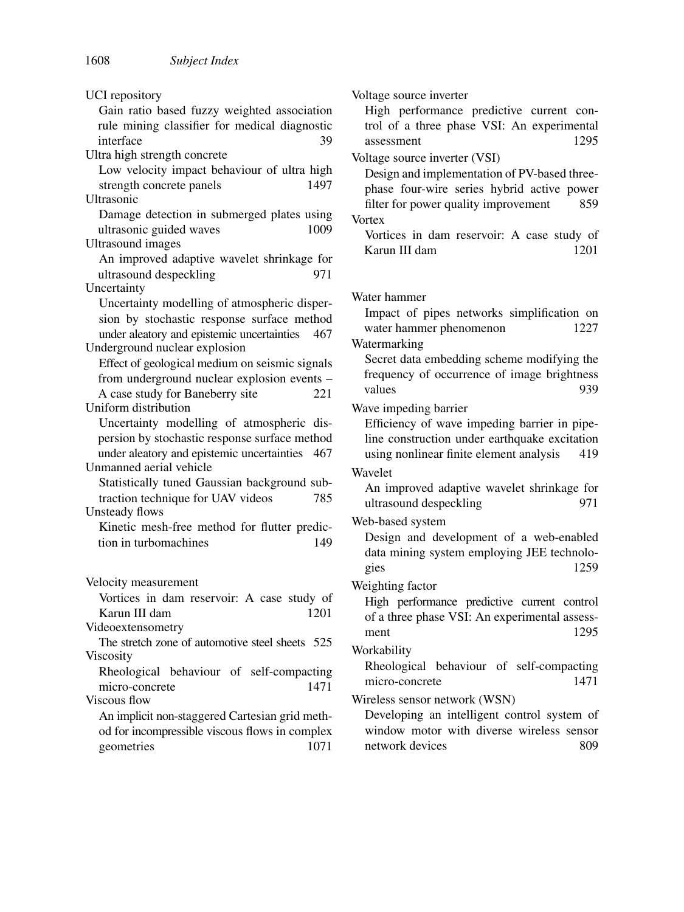UCI repository
Gain ratio based fuzzy weighted association rule mining classifier for medical diagnostic interface 39

Ultra high strength concrete
Low velocity impact behaviour of ultra high strength concrete panels 1497

Ultrasonic
Damage detection in submerged plates using ultrasonic guided waves 1009

Ultrasound images
An improved adaptive wavelet shrinkage for ultrasound despeckling 971

Uncertainty
Uncertainty modelling of atmospheric dispersion by stochastic response surface method under aleatory and epistemic uncertainties 467

Underground nuclear explosion
Effect of geological medium on seismic signals from underground nuclear explosion events – A case study for Baneberry site 221

Uniform distribution
Uncertainty modelling of atmospheric dispersion by stochastic response surface method under aleatory and epistemic uncertainties 467

Unmanned aerial vehicle
Statistically tuned Gaussian background subtraction technique for UAV videos 785

Unsteady flows
Kinetic mesh-free method for flutter prediction in turbomachines 149

Velocity measurement
Vortices in dam reservoir: A case study of Karun III dam 1201

Videoextensometry
The stretch zone of automotive steel sheets 525

Viscosity
Rheological behaviour of self-compacting micro-concrete 1471

Viscous flow
An implicit non-staggered Cartesian grid method for incompressible viscous flows in complex geometries 1071

Voltage source inverter
High performance predictive current control of a three phase VSI: An experimental assessment 1295

Voltage source inverter (VSI)
Design and implementation of PV-based three-phase four-wire series hybrid active power filter for power quality improvement 859

Vortex
Vortices in dam reservoir: A case study of Karun III dam 1201

Water hammer
Impact of pipes networks simplification on water hammer phenomenon 1227

Watermarking
Secret data embedding scheme modifying the frequency of occurrence of image brightness values 939

Wave impeding barrier
Efficiency of wave impeding barrier in pipeline construction under earthquake excitation using nonlinear finite element analysis 419

Wavelet
An improved adaptive wavelet shrinkage for ultrasound despeckling 971

Web-based system
Design and development of a web-enabled data mining system employing JEE technologies 1259

Weighting factor
High performance predictive current control of a three phase VSI: An experimental assessment 1295

Workability
Rheological behaviour of self-compacting micro-concrete 1471

Wireless sensor network (WSN)
Developing an intelligent control system of window motor with diverse wireless sensor network devices 809